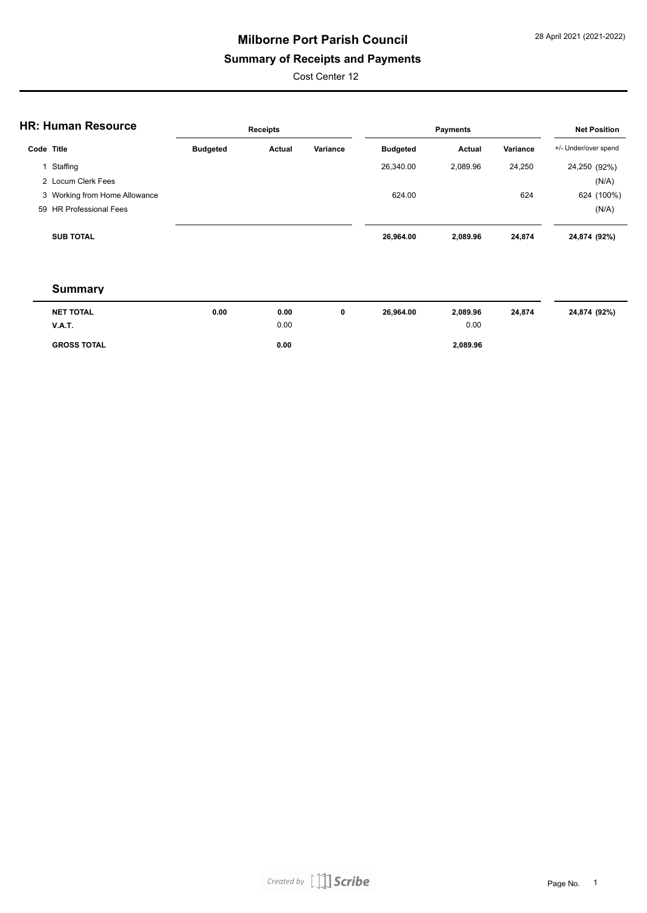# Milborne Port Parish Council

## Summary of Receipts and Payments

Cost Center 12

28 April 2021 (2021-2022)

### HR: Human Resource

| Code | Title | Receipts Budgeted | Receipts Actual | Receipts Variance | Payments Budgeted | Payments Actual | Payments Variance | Net Position +/- Under/over spend |
|---|---|---|---|---|---|---|---|---|
| 1 | Staffing | | | | 26,340.00 | 2,089.96 | 24,250 | 24,250 (92%) |
| 2 | Locum Clerk Fees | | | | | | | (N/A) |
| 3 | Working from Home Allowance | | | | 624.00 | | 624 | 624 (100%) |
| 59 | HR Professional Fees | | | | | | | (N/A) |
| | **SUB TOTAL** | | | | **26,964.00** | **2,089.96** | **24,874** | **24,874 (92%)** |

### Summary

| | Receipts Budgeted | Receipts Actual | Receipts Variance | Payments Budgeted | Payments Actual | Payments Variance | Net Position |
|---|---|---|---|---|---|---|---|
| **NET TOTAL** | **0.00** | **0.00** | **0** | **26,964.00** | **2,089.96** | **24,874** | **24,874 (92%)** |
| **V.A.T.** | | 0.00 | | | 0.00 | | |
| **GROSS TOTAL** | | **0.00** | | | **2,089.96** | | |

*Created by Scribe*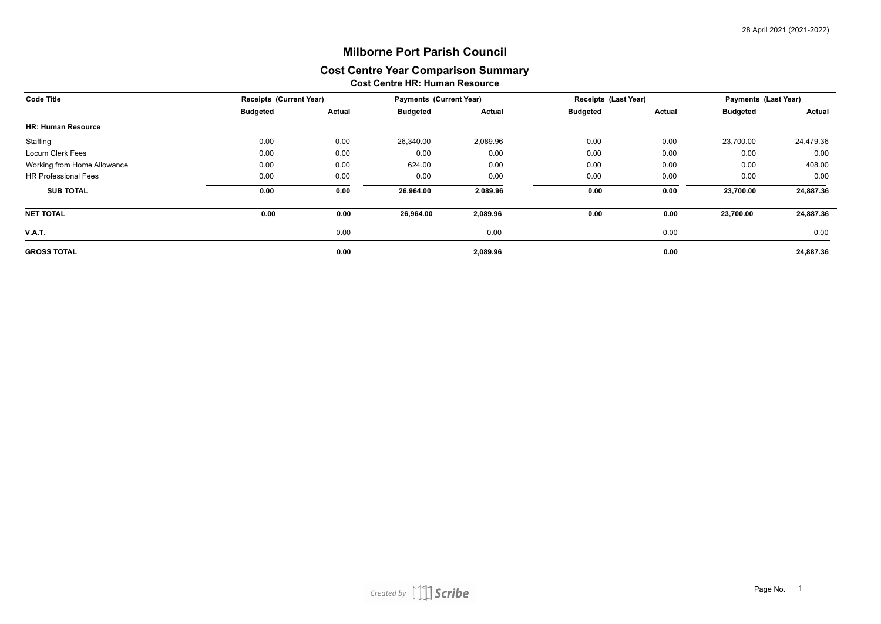# Milborne Port Parish Council

## Cost Centre Year Comparison Summary

### Cost Centre HR: Human Resource

| Code Title | Receipts (Current Year) | | Payments (Current Year) | | Receipts (Last Year) | | Payments (Last Year) | |
|---|---|---|---|---|---|---|---|---|
| | **Budgeted** | **Actual** | **Budgeted** | **Actual** | **Budgeted** | **Actual** | **Budgeted** | **Actual** |
| **HR: Human Resource** | | | | | | | | |
| Staffing | 0.00 | 0.00 | 26,340.00 | 2,089.96 | 0.00 | 0.00 | 23,700.00 | 24,479.36 |
| Locum Clerk Fees | 0.00 | 0.00 | 0.00 | 0.00 | 0.00 | 0.00 | 0.00 | 0.00 |
| Working from Home Allowance | 0.00 | 0.00 | 624.00 | 0.00 | 0.00 | 0.00 | 0.00 | 408.00 |
| HR Professional Fees | 0.00 | 0.00 | 0.00 | 0.00 | 0.00 | 0.00 | 0.00 | 0.00 |
| **SUB TOTAL** | **0.00** | **0.00** | **26,964.00** | **2,089.96** | **0.00** | **0.00** | **23,700.00** | **24,887.36** |
| **NET TOTAL** | **0.00** | **0.00** | **26,964.00** | **2,089.96** | **0.00** | **0.00** | **23,700.00** | **24,887.36** |
| **V.A.T.** | | 0.00 | | 0.00 | | 0.00 | | 0.00 |
| **GROSS TOTAL** | | **0.00** | | **2,089.96** | | **0.00** | | **24,887.36** |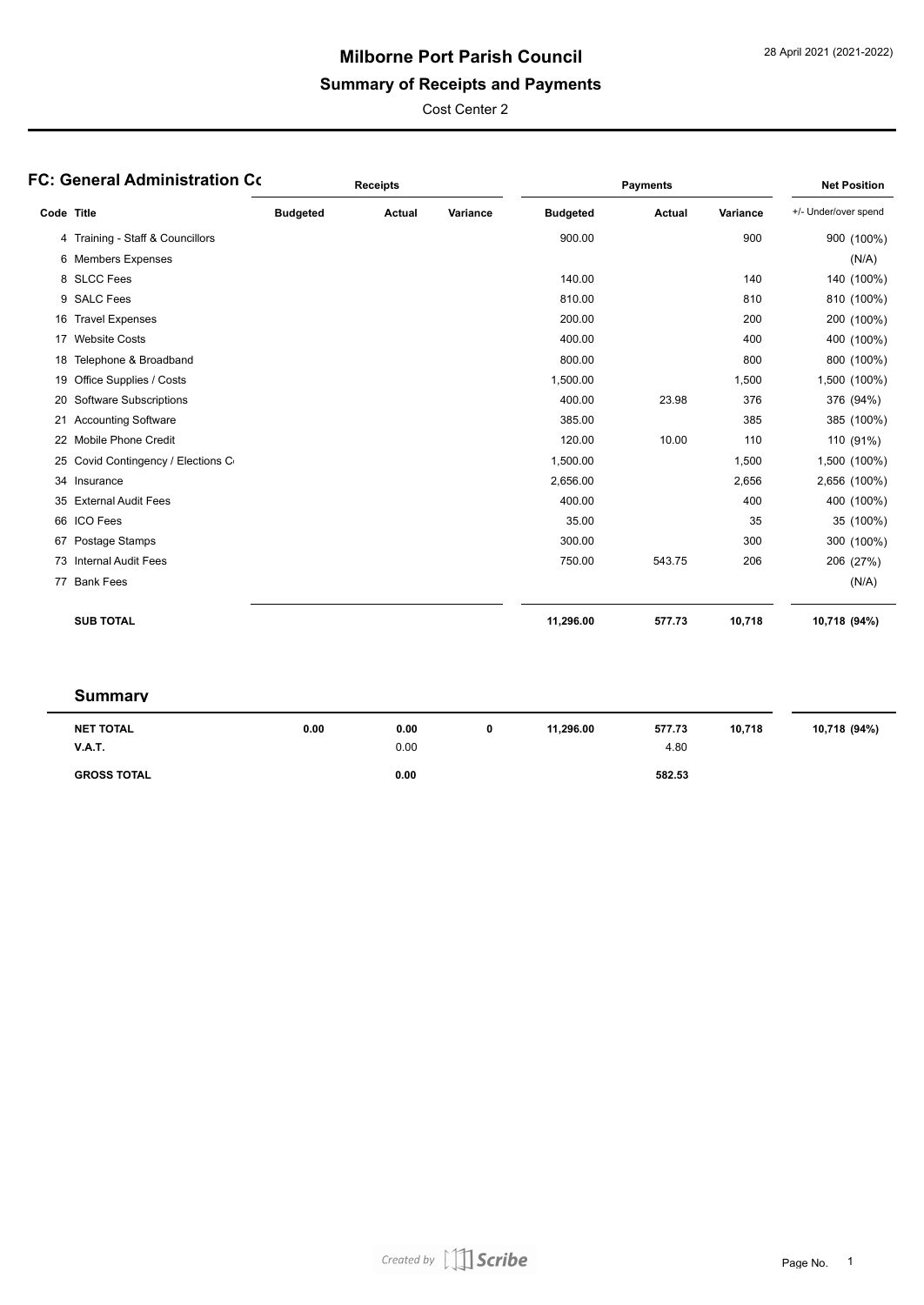# Milborne Port Parish Council

## Summary of Receipts and Payments

Cost Center 2

28 April 2021 (2021-2022)

### FC: General Administration Cc

| Code | Title | Receipts Budgeted | Receipts Actual | Receipts Variance | Payments Budgeted | Payments Actual | Payments Variance | Net Position +/- Under/over spend |
|---|---|---|---|---|---|---|---|---|
| 4 | Training - Staff & Councillors | | | | 900.00 | | 900 | 900 (100%) |
| 6 | Members Expenses | | | | | | | (N/A) |
| 8 | SLCC Fees | | | | 140.00 | | 140 | 140 (100%) |
| 9 | SALC Fees | | | | 810.00 | | 810 | 810 (100%) |
| 16 | Travel Expenses | | | | 200.00 | | 200 | 200 (100%) |
| 17 | Website Costs | | | | 400.00 | | 400 | 400 (100%) |
| 18 | Telephone & Broadband | | | | 800.00 | | 800 | 800 (100%) |
| 19 | Office Supplies / Costs | | | | 1,500.00 | | 1,500 | 1,500 (100%) |
| 20 | Software Subscriptions | | | | 400.00 | 23.98 | 376 | 376 (94%) |
| 21 | Accounting Software | | | | 385.00 | | 385 | 385 (100%) |
| 22 | Mobile Phone Credit | | | | 120.00 | 10.00 | 110 | 110 (91%) |
| 25 | Covid Contingency / Elections C | | | | 1,500.00 | | 1,500 | 1,500 (100%) |
| 34 | Insurance | | | | 2,656.00 | | 2,656 | 2,656 (100%) |
| 35 | External Audit Fees | | | | 400.00 | | 400 | 400 (100%) |
| 66 | ICO Fees | | | | 35.00 | | 35 | 35 (100%) |
| 67 | Postage Stamps | | | | 300.00 | | 300 | 300 (100%) |
| 73 | Internal Audit Fees | | | | 750.00 | 543.75 | 206 | 206 (27%) |
| 77 | Bank Fees | | | | | | | (N/A) |
| | **SUB TOTAL** | | | | **11,296.00** | **577.73** | **10,718** | **10,718 (94%)** |

### Summary

| | Receipts Budgeted | Receipts Actual | Receipts Variance | Payments Budgeted | Payments Actual | Payments Variance | Net Position |
|---|---|---|---|---|---|---|---|
| **NET TOTAL** | **0.00** | **0.00** | **0** | **11,296.00** | **577.73** | **10,718** | **10,718 (94%)** |
| **V.A.T.** | | 0.00 | | | 4.80 | | |
| **GROSS TOTAL** | | **0.00** | | | **582.53** | | |

*Created by Scribe*